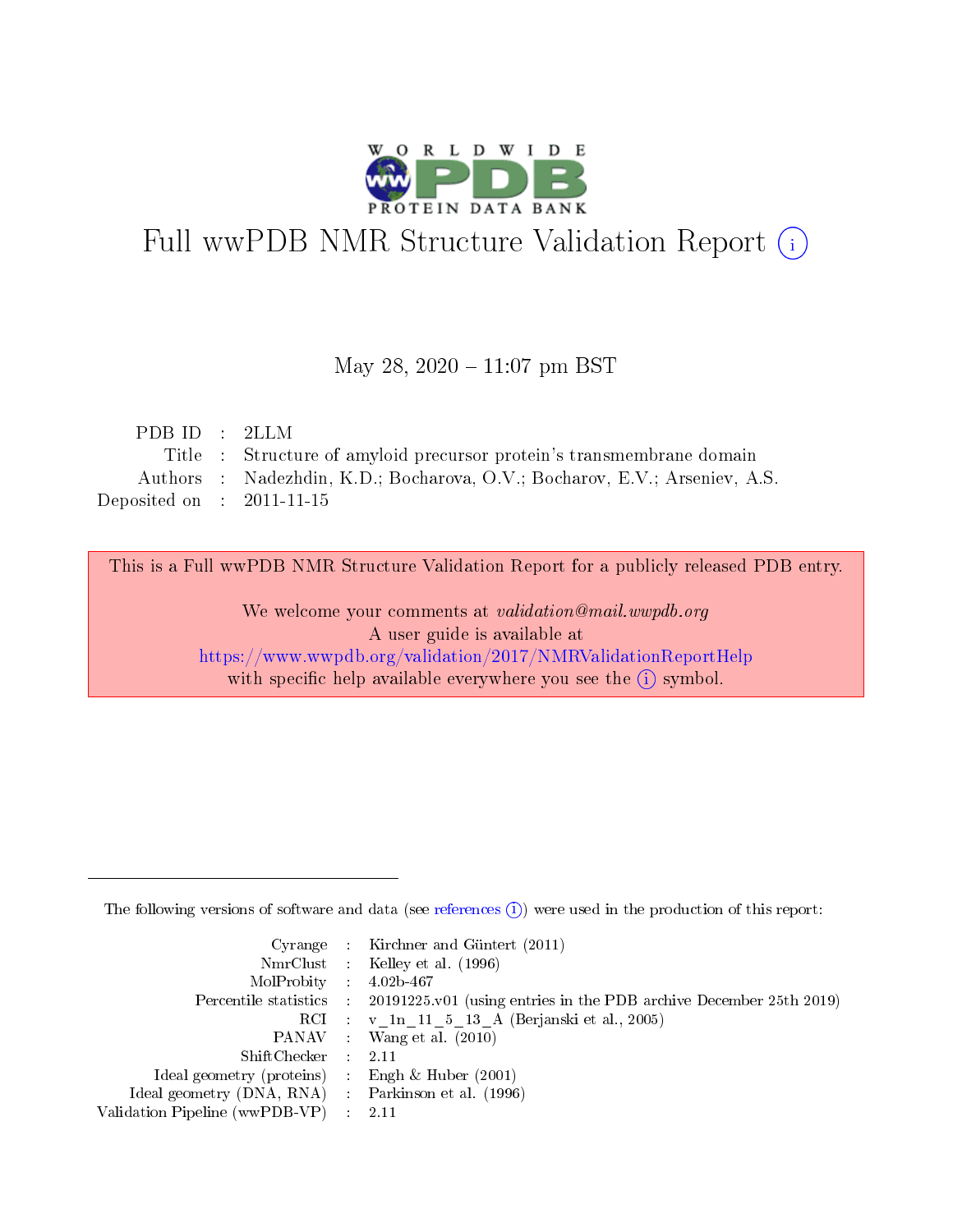# Full wwPDB NMR Structure Validation Report (i)

May 28, 2020 – 11:07 pm BST

| | | |
|---|---|---|
| PDB ID | : | 2LLM |
| Title | : | Structure of amyloid precursor protein's transmembrane domain |
| Authors | : | Nadezhdin, K.D.; Bocharova, O.V.; Bocharov, E.V.; Arseniev, A.S. |
| Deposited on | : | 2011-11-15 |

This is a Full wwPDB NMR Structure Validation Report for a publicly released PDB entry.

We welcome your comments at *validation@mail.wwpdb.org*
A user guide is available at
https://www.wwpdb.org/validation/2017/NMRValidationReportHelp
with specific help available everywhere you see the (i) symbol.

---

The following versions of software and data (see references (i)) were used in the production of this report:

| | | |
|---|---|---|
| Cyrange | : | Kirchner and Güntert (2011) |
| NmrClust | : | Kelley et al. (1996) |
| MolProbity | : | 4.02b-467 |
| Percentile statistics | : | 20191225.v01 (using entries in the PDB archive December 25th 2019) |
| RCI | : | v_1n_11_5_13_A (Berjanski et al., 2005) |
| PANAV | : | Wang et al. (2010) |
| ShiftChecker | : | 2.11 |
| Ideal geometry (proteins) | : | Engh & Huber (2001) |
| Ideal geometry (DNA, RNA) | : | Parkinson et al. (1996) |
| Validation Pipeline (wwPDB-VP) | : | 2.11 |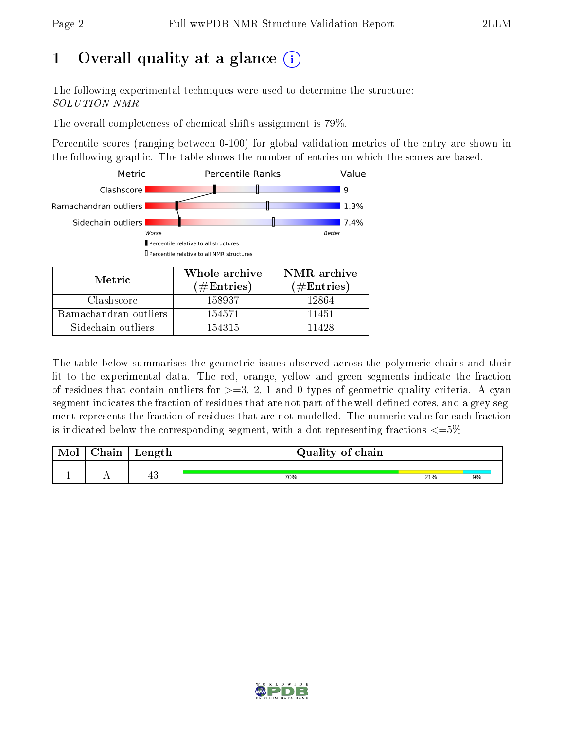# 1 Overall quality at a glance

The following experimental techniques were used to determine the structure:
*SOLUTION NMR*

The overall completeness of chemical shifts assignment is 79%.

Percentile scores (ranging between 0-100) for global validation metrics of the entry are shown in the following graphic. The table shows the number of entries on which the scores are based.

| Metric | Value |
|---|---|
| Clashscore | 9 |
| Ramachandran outliers | 1.3% |
| Sidechain outliers | 7.4% |

| Metric | Whole archive (#Entries) | NMR archive (#Entries) |
|---|---|---|
| Clashscore | 158937 | 12864 |
| Ramachandran outliers | 154571 | 11451 |
| Sidechain outliers | 154315 | 11428 |

The table below summarises the geometric issues observed across the polymeric chains and their fit to the experimental data. The red, orange, yellow and green segments indicate the fraction of residues that contain outliers for >=3, 2, 1 and 0 types of geometric quality criteria. A cyan segment indicates the fraction of residues that are not part of the well-defined cores, and a grey segment represents the fraction of residues that are not modelled. The numeric value for each fraction is indicated below the corresponding segment, with a dot representing fractions <=5%

| Mol | Chain | Length | Quality of chain |
|---|---|---|---|
| 1 | A | 43 | 70% / 21% / 9% |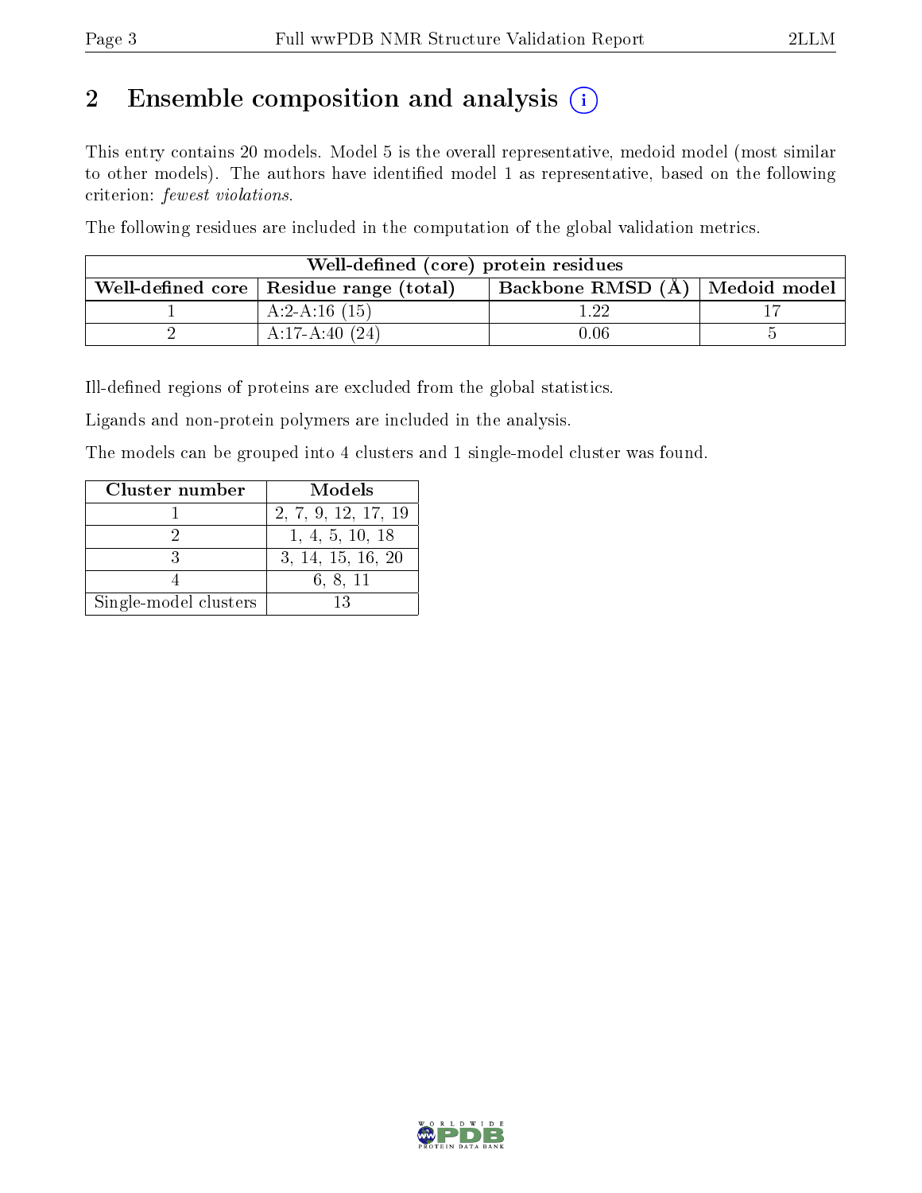# 2 Ensemble composition and analysis (i)

This entry contains 20 models. Model 5 is the overall representative, medoid model (most similar to other models). The authors have identified model 1 as representative, based on the following criterion: *fewest violations*.

The following residues are included in the computation of the global validation metrics.

| Well-defined (core) protein residues | | | |
|---|---|---|---|
| Well-defined core | Residue range (total) | Backbone RMSD (Å) | Medoid model |
| 1 | A:2-A:16 (15) | 1.22 | 17 |
| 2 | A:17-A:40 (24) | 0.06 | 5 |

Ill-defined regions of proteins are excluded from the global statistics.

Ligands and non-protein polymers are included in the analysis.

The models can be grouped into 4 clusters and 1 single-model cluster was found.

| Cluster number | Models |
|---|---|
| 1 | 2, 7, 9, 12, 17, 19 |
| 2 | 1, 4, 5, 10, 18 |
| 3 | 3, 14, 15, 16, 20 |
| 4 | 6, 8, 11 |
| Single-model clusters | 13 |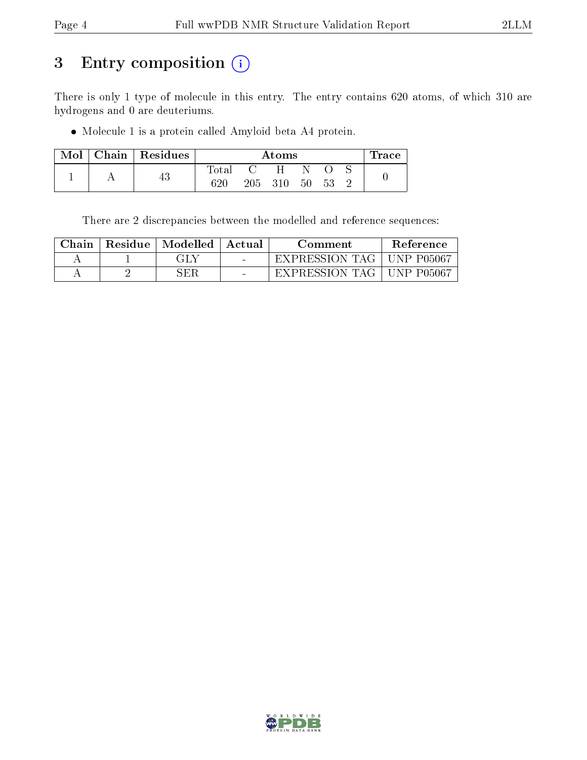# 3 Entry composition (i)

There is only 1 type of molecule in this entry. The entry contains 620 atoms, of which 310 are hydrogens and 0 are deuteriums.

- Molecule 1 is a protein called Amyloid beta A4 protein.

| Mol | Chain | Residues | Atoms | | | | | | Trace |
|---|---|---|---|---|---|---|---|---|---|
| | | | Total | C | H | N | O | S | |
| 1 | A | 43 | 620 | 205 | 310 | 50 | 53 | 2 | 0 |

There are 2 discrepancies between the modelled and reference sequences:

| Chain | Residue | Modelled | Actual | Comment | Reference |
|---|---|---|---|---|---|
| A | 1 | GLY | - | EXPRESSION TAG | UNP P05067 |
| A | 2 | SER | - | EXPRESSION TAG | UNP P05067 |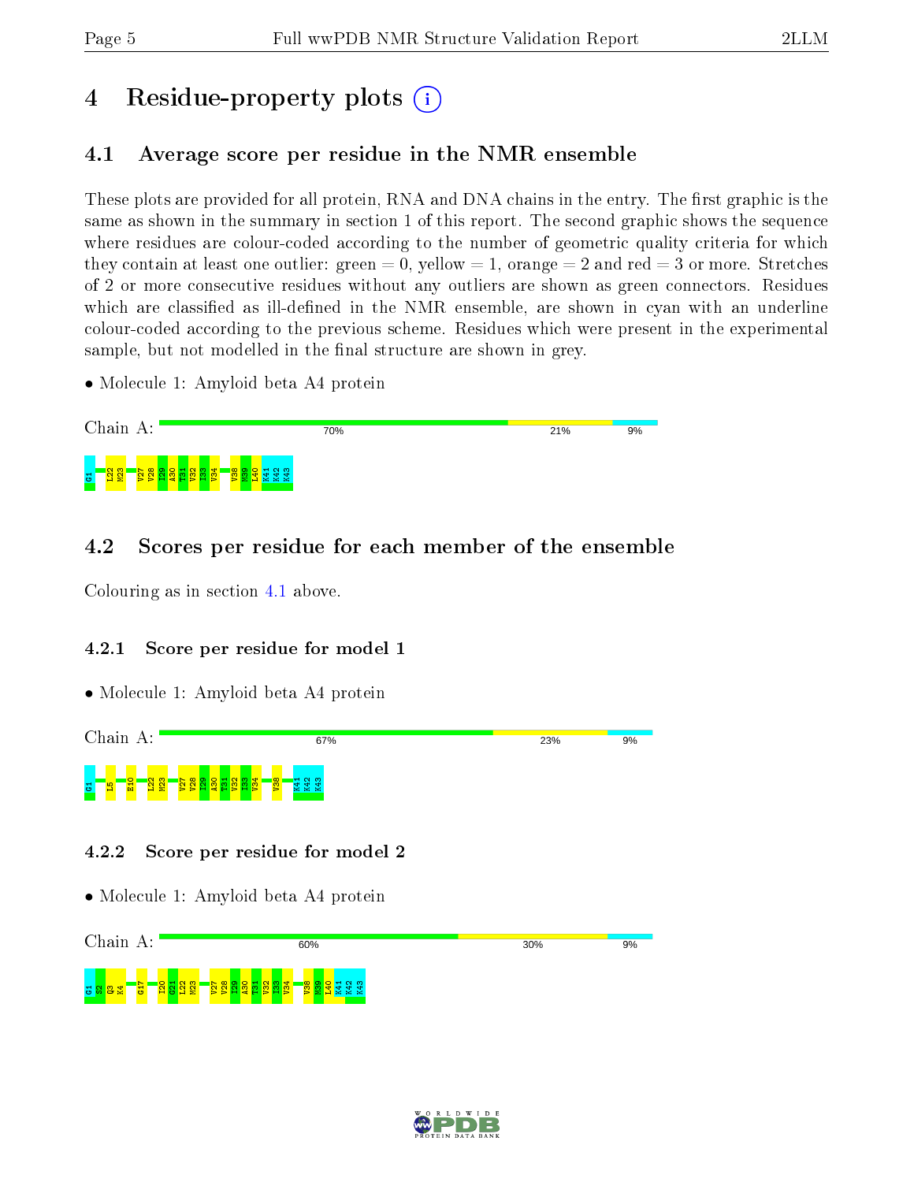# 4 Residue-property plots

## 4.1 Average score per residue in the NMR ensemble

These plots are provided for all protein, RNA and DNA chains in the entry. The first graphic is the same as shown in the summary in section 1 of this report. The second graphic shows the sequence where residues are colour-coded according to the number of geometric quality criteria for which they contain at least one outlier: green = 0, yellow = 1, orange = 2 and red = 3 or more. Stretches of 2 or more consecutive residues without any outliers are shown as green connectors. Residues which are classified as ill-defined in the NMR ensemble, are shown in cyan with an underline colour-coded according to the previous scheme. Residues which were present in the experimental sample, but not modelled in the final structure are shown in grey.

- Molecule 1: Amyloid beta A4 protein

Chain A: 70% 21% 9%

G1 L22 M23 V27 V28 I29 A30 T31 V32 I33 V34 V38 M39 L40 K41 K42 K43

## 4.2 Scores per residue for each member of the ensemble

Colouring as in section 4.1 above.

### 4.2.1 Score per residue for model 1

- Molecule 1: Amyloid beta A4 protein

Chain A: 67% 23% 9%

G1 L5 E10 L22 M23 V27 V28 I29 A30 T31 V32 I33 V34 V38 K41 K42 K43

### 4.2.2 Score per residue for model 2

- Molecule 1: Amyloid beta A4 protein

Chain A: 60% 30% 9%

G1 S2 Q3 K4 G17 I20 G21 L22 M23 V27 V28 I29 A30 T31 V32 I33 V34 V38 M39 L40 K41 K42 K43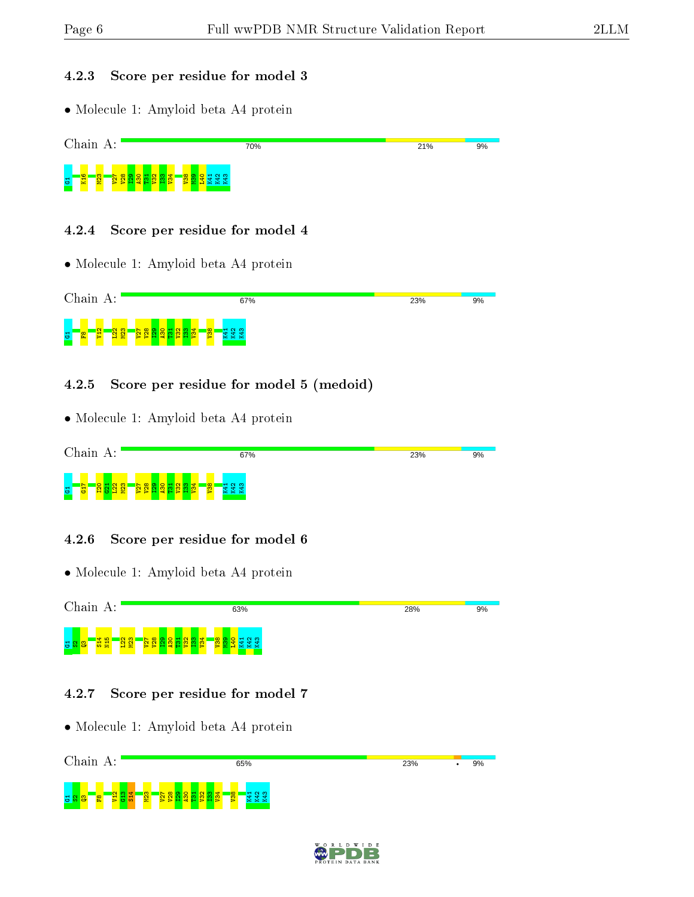#### 4.2.3 Score per residue for model 3

- Molecule 1: Amyloid beta A4 protein

Chain A: 70% | 21% | 9%

G1 K16 M23 V27 V28 I29 A30 T31 V32 I33 V34 V38 M39 L40 K41 K42 K43

#### 4.2.4 Score per residue for model 4

- Molecule 1: Amyloid beta A4 protein

Chain A: 67% | 23% | 9%

G1 F8 V12 L22 M23 V27 V28 I29 A30 T31 V32 I33 V34 V38 K41 K42 K43

#### 4.2.5 Score per residue for model 5 (medoid)

- Molecule 1: Amyloid beta A4 protein

Chain A: 67% | 23% | 9%

G1 G17 I20 Q21 L22 M23 V27 V28 I29 A30 T31 V32 I33 V34 V38 K41 K42 K43

#### 4.2.6 Score per residue for model 6

- Molecule 1: Amyloid beta A4 protein

Chain A: 63% | 28% | 9%

G1 S2 Q3 S14 N15 L22 M23 V27 V28 I29 A30 T31 V32 I33 V34 V38 M39 L40 K41 K42 K43

#### 4.2.7 Score per residue for model 7

- Molecule 1: Amyloid beta A4 protein

Chain A: 65% | 23% | • | 9%

G1 S2 Q3 F8 V12 G13 S14 M23 V27 V28 I29 A30 T31 V32 I33 V34 V38 K41 K42 K43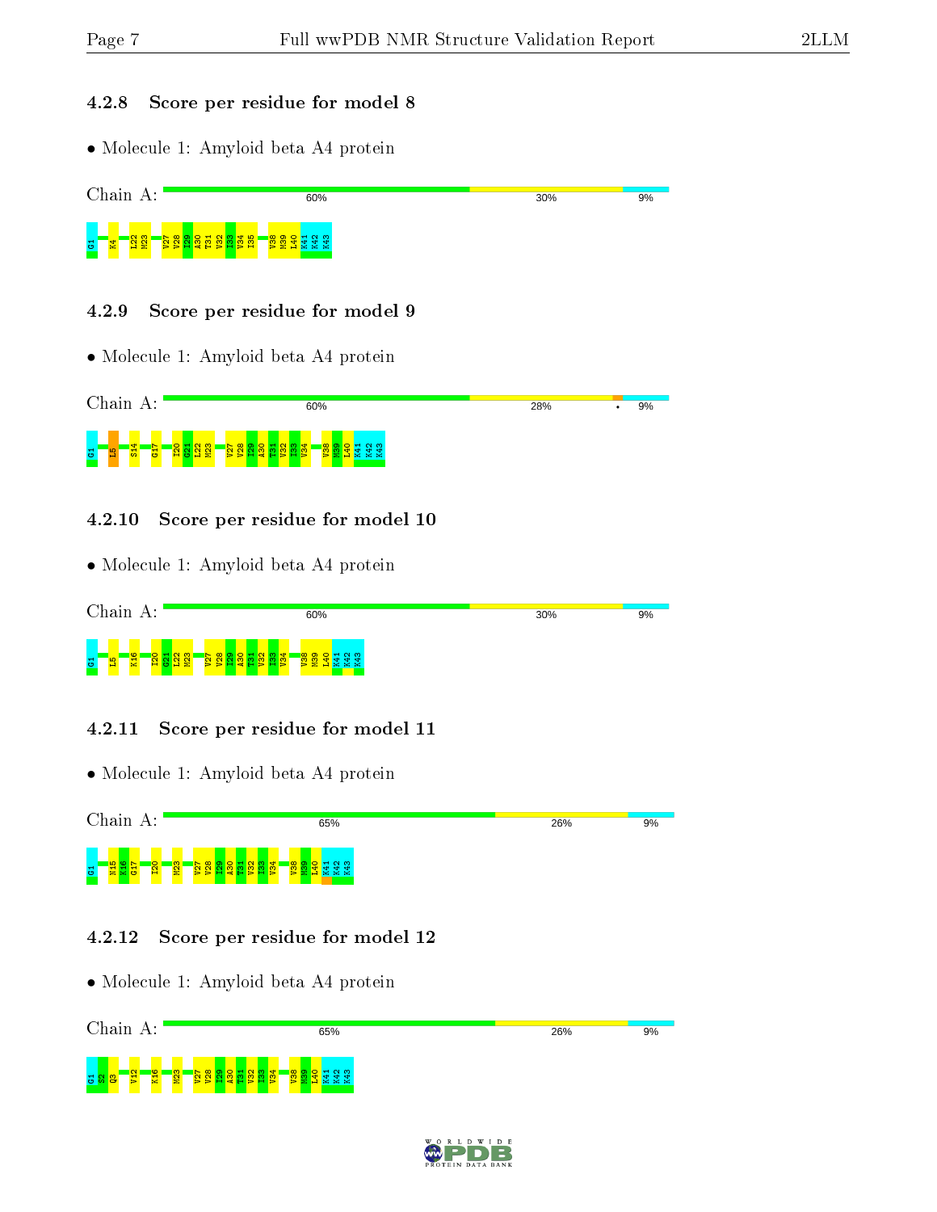### 4.2.8 Score per residue for model 8

- Molecule 1: Amyloid beta A4 protein

Chain A: 60% | 30% | 9%

G1 K4 L22 M23 V27 V28 I29 A30 T31 V32 I33 V34 I35 V38 M39 L40 K41 K42 K43

### 4.2.9 Score per residue for model 9

- Molecule 1: Amyloid beta A4 protein

Chain A: 60% | 28% | • | 9%

G1 L5 S14 G17 I20 G21 L22 M23 V27 V28 I29 A30 T31 V32 I33 V34 V38 M39 L40 K41 K42 K43

### 4.2.10 Score per residue for model 10

- Molecule 1: Amyloid beta A4 protein

Chain A: 60% | 30% | 9%

G1 L5 K16 I20 G21 L22 M23 V27 V28 I29 A30 T31 V32 I33 V34 V38 M39 L40 K41 K42 K43

### 4.2.11 Score per residue for model 11

- Molecule 1: Amyloid beta A4 protein

Chain A: 65% | 26% | 9%

G1 N15 K16 G17 I20 M23 V27 V28 I29 A30 T31 V32 I33 V34 V38 M39 L40 K41 K42 K43

### 4.2.12 Score per residue for model 12

- Molecule 1: Amyloid beta A4 protein

Chain A: 65% | 26% | 9%

G1 S2 Q3 V12 K16 M23 V27 V28 I29 A30 T31 V32 I33 V34 V38 M39 L40 K41 K42 K43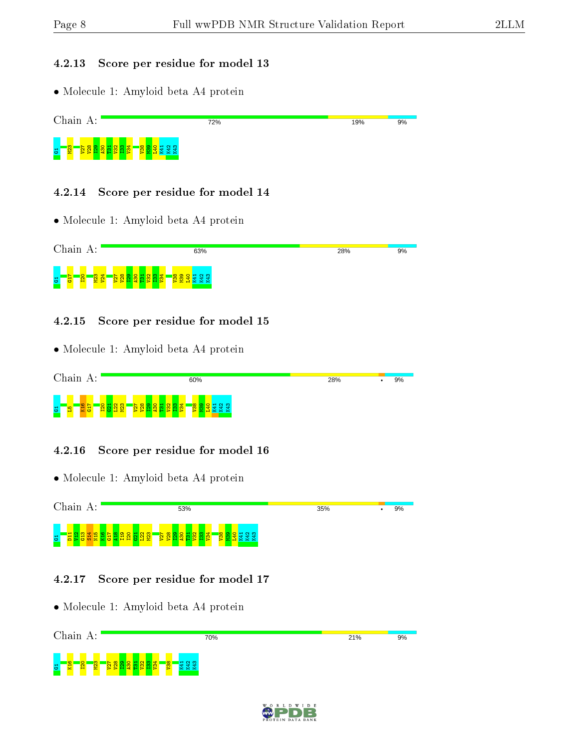### 4.2.13 Score per residue for model 13

- Molecule 1: Amyloid beta A4 protein

Chain A: 72% 19% 9%

G1 M23 V27 V28 I29 A30 T31 V32 I33 V34 V38 M39 L40 K41 K42 K43

### 4.2.14 Score per residue for model 14

- Molecule 1: Amyloid beta A4 protein

Chain A: 63% 28% 9%

G1 G17 I20 M23 V24 V27 V28 I29 A30 T31 V32 I33 V34 V38 M39 L40 K41 K42 K43

### 4.2.15 Score per residue for model 15

- Molecule 1: Amyloid beta A4 protein

Chain A: 60% 28% • 9%

G1 L5 K16 G17 I20 G21 L22 M23 V27 V28 I29 A30 T31 V32 I33 V34 V38 M39 L40 K41 K42 K43

### 4.2.16 Score per residue for model 16

- Molecule 1: Amyloid beta A4 protein

Chain A: 53% 35% • 9%

G1 D11 V12 G13 S14 N15 K16 G17 A18 I19 I20 G21 L22 M23 V27 V28 I29 A30 T31 V32 I33 V34 V38 M39 L40 K41 K42 K43

### 4.2.17 Score per residue for model 17

- Molecule 1: Amyloid beta A4 protein

Chain A: 70% 21% 9%

G1 K16 I20 M23 V27 V28 I29 A30 T31 V32 I33 V34 V38 K41 K42 K43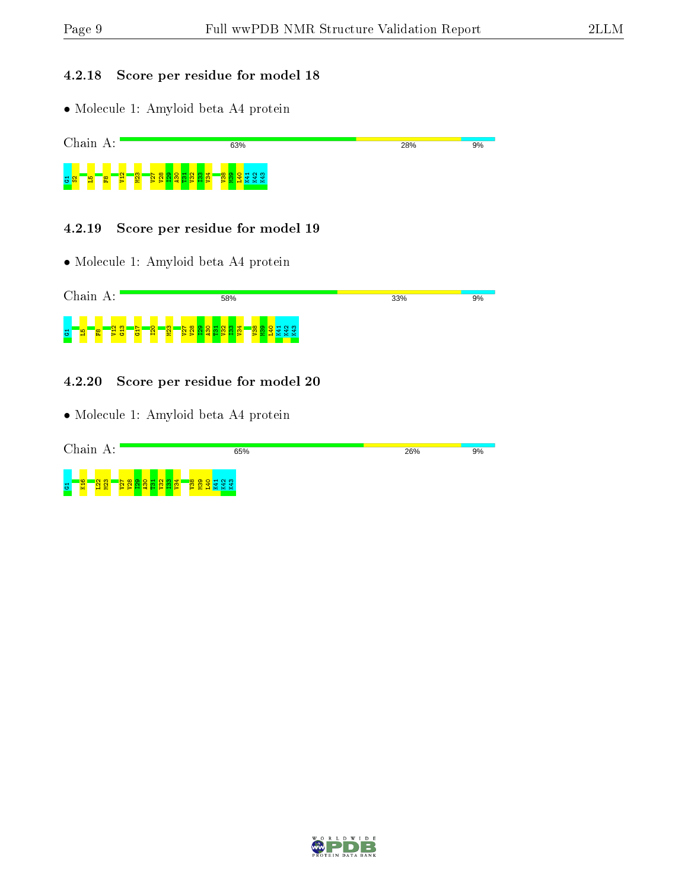### 4.2.18 Score per residue for model 18

- Molecule 1: Amyloid beta A4 protein

Chain A: 63% 28% 9%

G1 S2 L5 F8 V12 M23 V27 V28 I29 A30 T31 V32 I33 V34 V38 M39 L40 K41 K42 K43

### 4.2.19 Score per residue for model 19

- Molecule 1: Amyloid beta A4 protein

Chain A: 58% 33% 9%

G1 L5 F8 V12 G13 G17 I20 M23 V27 V28 I29 A30 T31 V32 I33 V34 V38 M39 L40 K41 K42 K43

### 4.2.20 Score per residue for model 20

- Molecule 1: Amyloid beta A4 protein

Chain A: 65% 26% 9%

G1 K16 L22 M23 V27 V28 I29 A30 T31 V32 I33 V34 V38 M39 L40 K41 K42 K43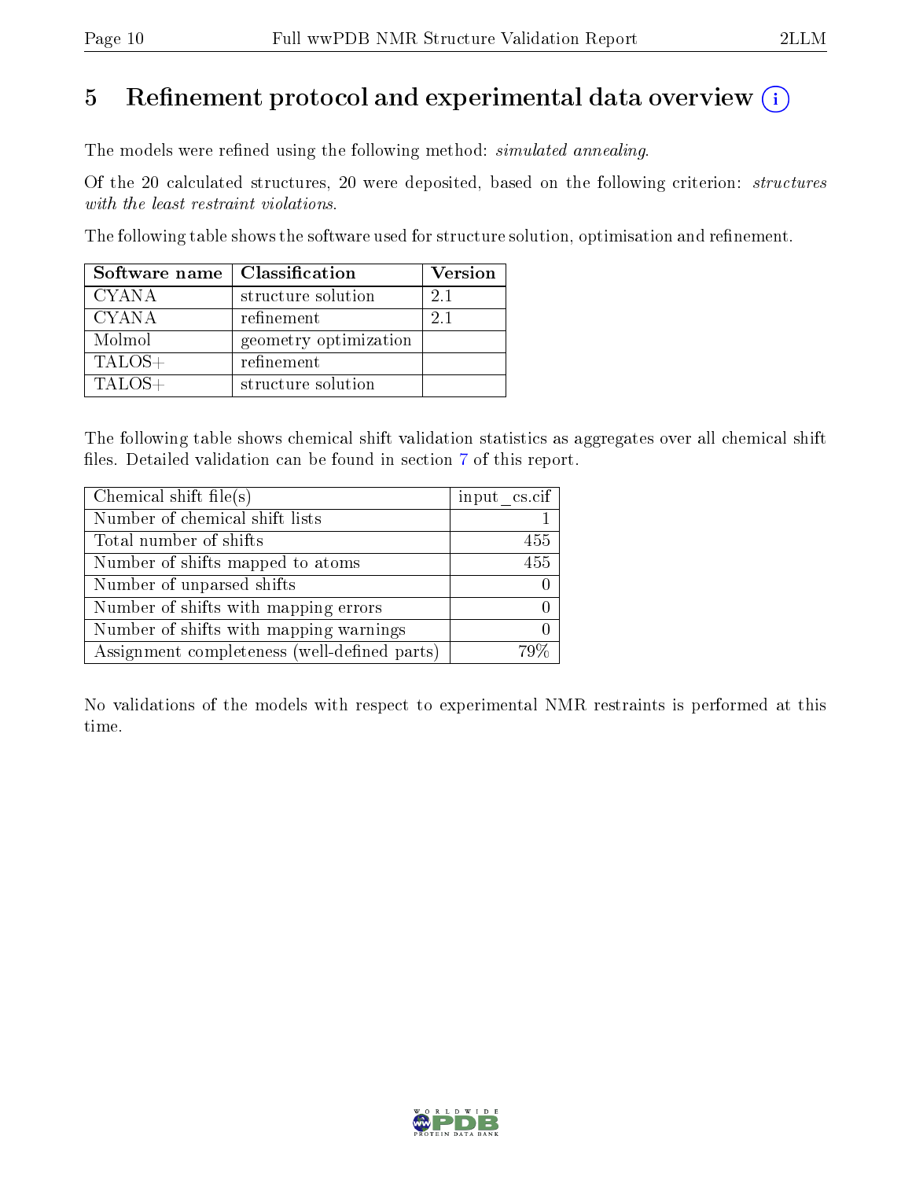# 5 Refinement protocol and experimental data overview (i)

The models were refined using the following method: *simulated annealing*.

Of the 20 calculated structures, 20 were deposited, based on the following criterion: *structures with the least restraint violations*.

The following table shows the software used for structure solution, optimisation and refinement.

| Software name | Classification | Version |
|---|---|---|
| CYANA | structure solution | 2.1 |
| CYANA | refinement | 2.1 |
| Molmol | geometry optimization | |
| TALOS+ | refinement | |
| TALOS+ | structure solution | |

The following table shows chemical shift validation statistics as aggregates over all chemical shift files. Detailed validation can be found in section 7 of this report.

| Chemical shift file(s) | input_cs.cif |
|---|---|
| Number of chemical shift lists | 1 |
| Total number of shifts | 455 |
| Number of shifts mapped to atoms | 455 |
| Number of unparsed shifts | 0 |
| Number of shifts with mapping errors | 0 |
| Number of shifts with mapping warnings | 0 |
| Assignment completeness (well-defined parts) | 79% |

No validations of the models with respect to experimental NMR restraints is performed at this time.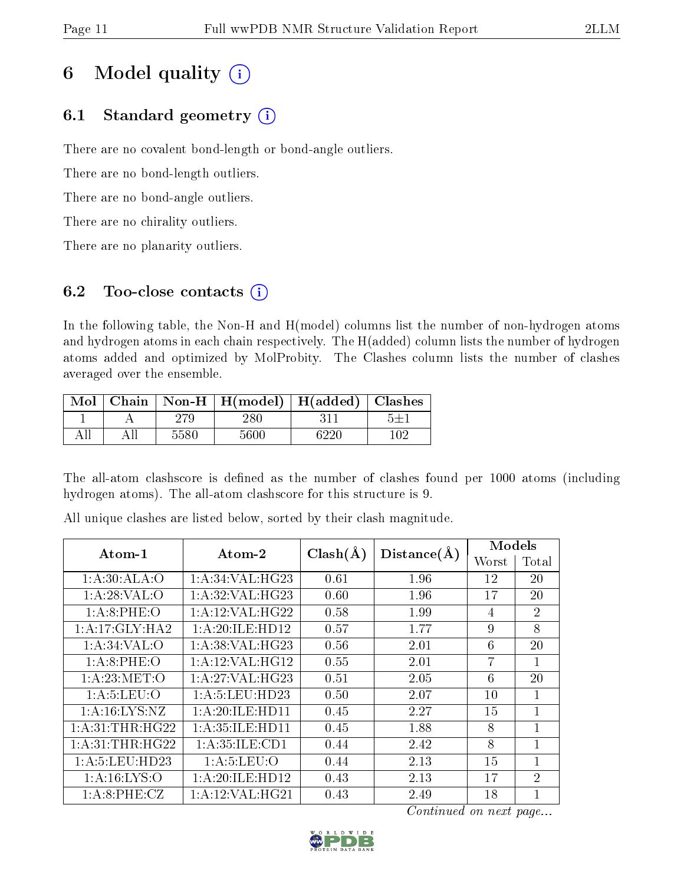# 6 Model quality (i)

## 6.1 Standard geometry (i)

There are no covalent bond-length or bond-angle outliers.

There are no bond-length outliers.

There are no bond-angle outliers.

There are no chirality outliers.

There are no planarity outliers.

## 6.2 Too-close contacts (i)

In the following table, the Non-H and H(model) columns list the number of non-hydrogen atoms and hydrogen atoms in each chain respectively. The H(added) column lists the number of hydrogen atoms added and optimized by MolProbity. The Clashes column lists the number of clashes averaged over the ensemble.

| Mol | Chain | Non-H | H(model) | H(added) | Clashes |
|---|---|---|---|---|---|
| 1 | A | 279 | 280 | 311 | 5±1 |
| All | All | 5580 | 5600 | 6220 | 102 |

The all-atom clashscore is defined as the number of clashes found per 1000 atoms (including hydrogen atoms). The all-atom clashscore for this structure is 9.

All unique clashes are listed below, sorted by their clash magnitude.

| Atom-1 | Atom-2 | Clash(Å) | Distance(Å) | Models | |
|---|---|---|---|---|---|
| | | | | Worst | Total |
| 1:A:30:ALA:O | 1:A:34:VAL:HG23 | 0.61 | 1.96 | 12 | 20 |
| 1:A:28:VAL:O | 1:A:32:VAL:HG23 | 0.60 | 1.96 | 17 | 20 |
| 1:A:8:PHE:O | 1:A:12:VAL:HG22 | 0.58 | 1.99 | 4 | 2 |
| 1:A:17:GLY:HA2 | 1:A:20:ILE:HD12 | 0.57 | 1.77 | 9 | 8 |
| 1:A:34:VAL:O | 1:A:38:VAL:HG23 | 0.56 | 2.01 | 6 | 20 |
| 1:A:8:PHE:O | 1:A:12:VAL:HG12 | 0.55 | 2.01 | 7 | 1 |
| 1:A:23:MET:O | 1:A:27:VAL:HG23 | 0.51 | 2.05 | 6 | 20 |
| 1:A:5:LEU:O | 1:A:5:LEU:HD23 | 0.50 | 2.07 | 10 | 1 |
| 1:A:16:LYS:NZ | 1:A:20:ILE:HD11 | 0.45 | 2.27 | 15 | 1 |
| 1:A:31:THR:HG22 | 1:A:35:ILE:HD11 | 0.45 | 1.88 | 8 | 1 |
| 1:A:31:THR:HG22 | 1:A:35:ILE:CD1 | 0.44 | 2.42 | 8 | 1 |
| 1:A:5:LEU:HD23 | 1:A:5:LEU:O | 0.44 | 2.13 | 15 | 1 |
| 1:A:16:LYS:O | 1:A:20:ILE:HD12 | 0.43 | 2.13 | 17 | 2 |
| 1:A:8:PHE:CZ | 1:A:12:VAL:HG21 | 0.43 | 2.49 | 18 | 1 |

*Continued on next page...*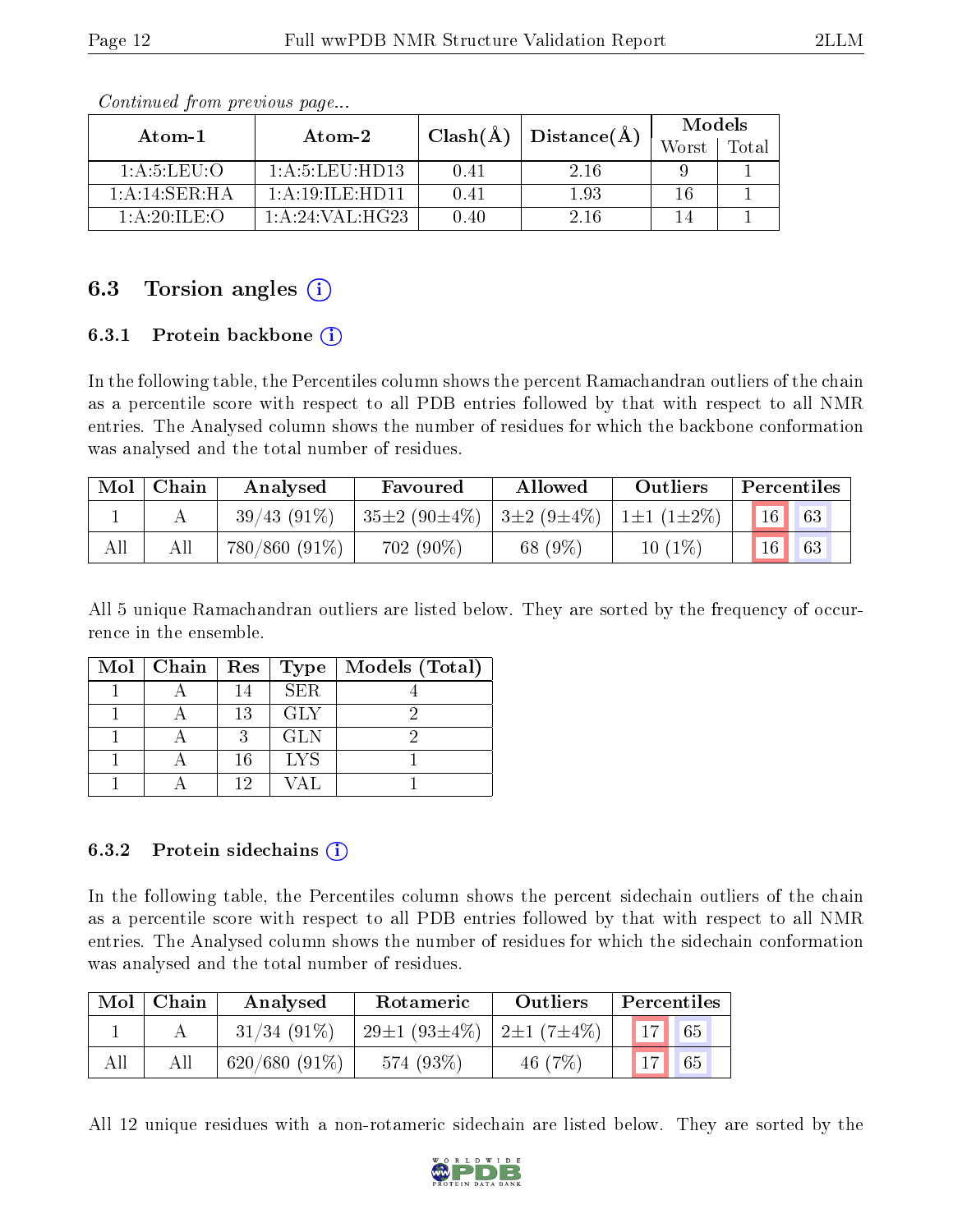*Continued from previous page...*

| Atom-1 | Atom-2 | Clash(Å) | Distance(Å) | Models | |
|---|---|---|---|---|---|
| | | | | Worst | Total |
| 1:A:5:LEU:O | 1:A:5:LEU:HD13 | 0.41 | 2.16 | 9 | 1 |
| 1:A:14:SER:HA | 1:A:19:ILE:HD11 | 0.41 | 1.93 | 16 | 1 |
| 1:A:20:ILE:O | 1:A:24:VAL:HG23 | 0.40 | 2.16 | 14 | 1 |

## 6.3 Torsion angles

### 6.3.1 Protein backbone

In the following table, the Percentiles column shows the percent Ramachandran outliers of the chain as a percentile score with respect to all PDB entries followed by that with respect to all NMR entries. The Analysed column shows the number of residues for which the backbone conformation was analysed and the total number of residues.

| Mol | Chain | Analysed | Favoured | Allowed | Outliers | Percentiles | |
|---|---|---|---|---|---|---|---|
| 1 | A | 39/43 (91%) | 35±2 (90±4%) | 3±2 (9±4%) | 1±1 (1±2%) | 16 | 63 |
| All | All | 780/860 (91%) | 702 (90%) | 68 (9%) | 10 (1%) | 16 | 63 |

All 5 unique Ramachandran outliers are listed below. They are sorted by the frequency of occurrence in the ensemble.

| Mol | Chain | Res | Type | Models (Total) |
|---|---|---|---|---|
| 1 | A | 14 | SER | 4 |
| 1 | A | 13 | GLY | 2 |
| 1 | A | 3 | GLN | 2 |
| 1 | A | 16 | LYS | 1 |
| 1 | A | 12 | VAL | 1 |

### 6.3.2 Protein sidechains

In the following table, the Percentiles column shows the percent sidechain outliers of the chain as a percentile score with respect to all PDB entries followed by that with respect to all NMR entries. The Analysed column shows the number of residues for which the sidechain conformation was analysed and the total number of residues.

| Mol | Chain | Analysed | Rotameric | Outliers | Percentiles | |
|---|---|---|---|---|---|---|
| 1 | A | 31/34 (91%) | 29±1 (93±4%) | 2±1 (7±4%) | 17 | 65 |
| All | All | 620/680 (91%) | 574 (93%) | 46 (7%) | 17 | 65 |

All 12 unique residues with a non-rotameric sidechain are listed below. They are sorted by the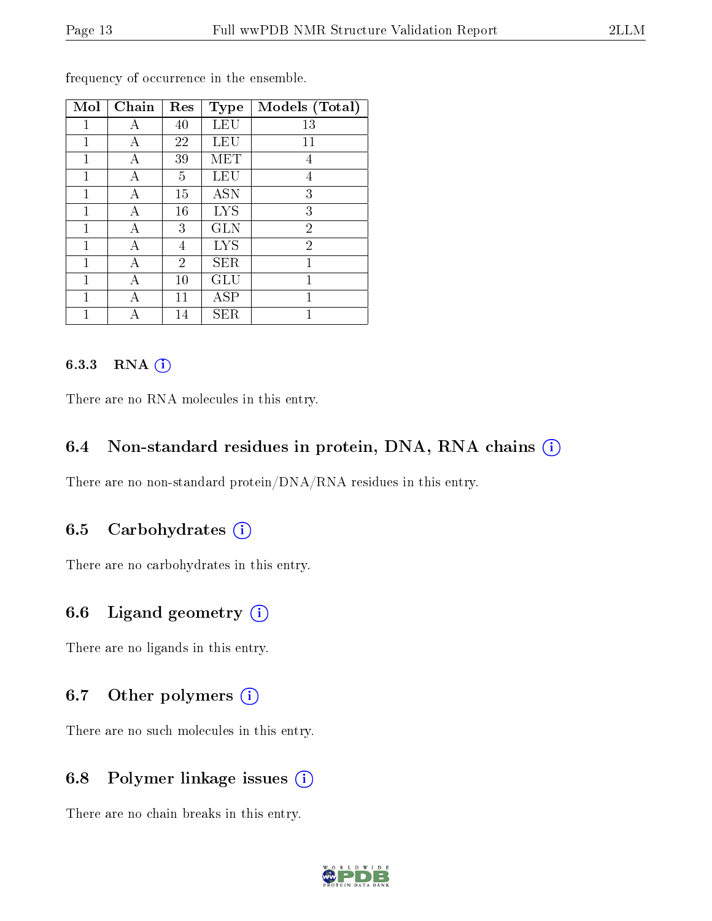frequency of occurrence in the ensemble.

| Mol | Chain | Res | Type | Models (Total) |
|---|---|---|---|---|
| 1 | A | 40 | LEU | 13 |
| 1 | A | 22 | LEU | 11 |
| 1 | A | 39 | MET | 4 |
| 1 | A | 5 | LEU | 4 |
| 1 | A | 15 | ASN | 3 |
| 1 | A | 16 | LYS | 3 |
| 1 | A | 3 | GLN | 2 |
| 1 | A | 4 | LYS | 2 |
| 1 | A | 2 | SER | 1 |
| 1 | A | 10 | GLU | 1 |
| 1 | A | 11 | ASP | 1 |
| 1 | A | 14 | SER | 1 |

#### 6.3.3 RNA

There are no RNA molecules in this entry.

### 6.4 Non-standard residues in protein, DNA, RNA chains

There are no non-standard protein/DNA/RNA residues in this entry.

### 6.5 Carbohydrates

There are no carbohydrates in this entry.

### 6.6 Ligand geometry

There are no ligands in this entry.

### 6.7 Other polymers

There are no such molecules in this entry.

### 6.8 Polymer linkage issues

There are no chain breaks in this entry.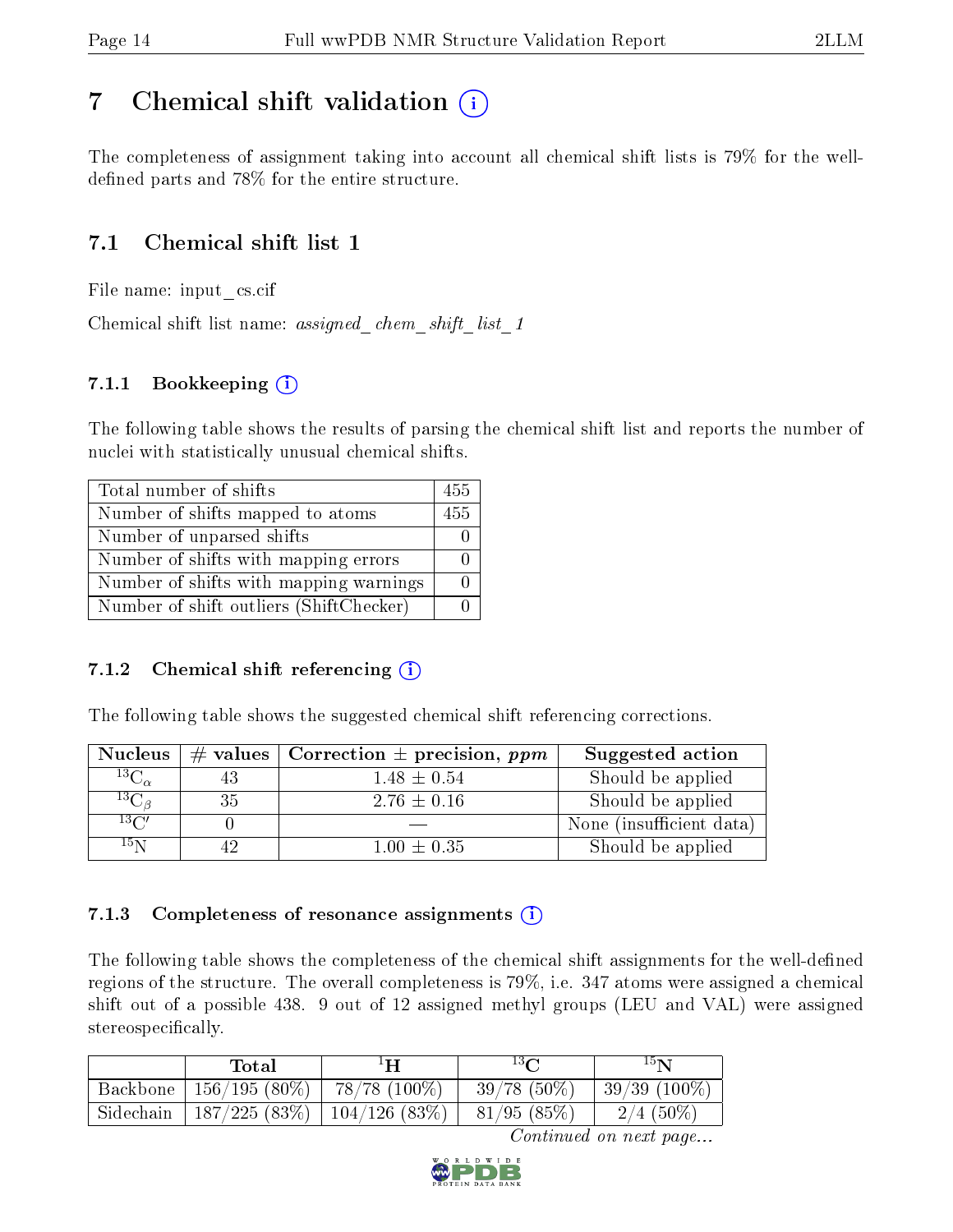# 7 Chemical shift validation ⓘ

The completeness of assignment taking into account all chemical shift lists is 79% for the well-defined parts and 78% for the entire structure.

## 7.1 Chemical shift list 1

File name: input_cs.cif

Chemical shift list name: *assigned_chem_shift_list_1*

### 7.1.1 Bookkeeping ⓘ

The following table shows the results of parsing the chemical shift list and reports the number of nuclei with statistically unusual chemical shifts.

| | |
|---|---|
| Total number of shifts | 455 |
| Number of shifts mapped to atoms | 455 |
| Number of unparsed shifts | 0 |
| Number of shifts with mapping errors | 0 |
| Number of shifts with mapping warnings | 0 |
| Number of shift outliers (ShiftChecker) | 0 |

### 7.1.2 Chemical shift referencing ⓘ

The following table shows the suggested chemical shift referencing corrections.

| Nucleus | # values | Correction ± precision, *ppm* | Suggested action |
|---|---|---|---|
| $^{13}C_{\alpha}$ | 43 | 1.48 ± 0.54 | Should be applied |
| $^{13}C_{\beta}$ | 35 | 2.76 ± 0.16 | Should be applied |
| $^{13}C'$ | 0 | — | None (insufficient data) |
| $^{15}N$ | 42 | 1.00 ± 0.35 | Should be applied |

### 7.1.3 Completeness of resonance assignments ⓘ

The following table shows the completeness of the chemical shift assignments for the well-defined regions of the structure. The overall completeness is 79%, i.e. 347 atoms were assigned a chemical shift out of a possible 438. 9 out of 12 assigned methyl groups (LEU and VAL) were assigned stereospecifically.

| | Total | $^{1}H$ | $^{13}C$ | $^{15}N$ |
|---|---|---|---|---|
| Backbone | 156/195 (80%) | 78/78 (100%) | 39/78 (50%) | 39/39 (100%) |
| Sidechain | 187/225 (83%) | 104/126 (83%) | 81/95 (85%) | 2/4 (50%) |

*Continued on next page...*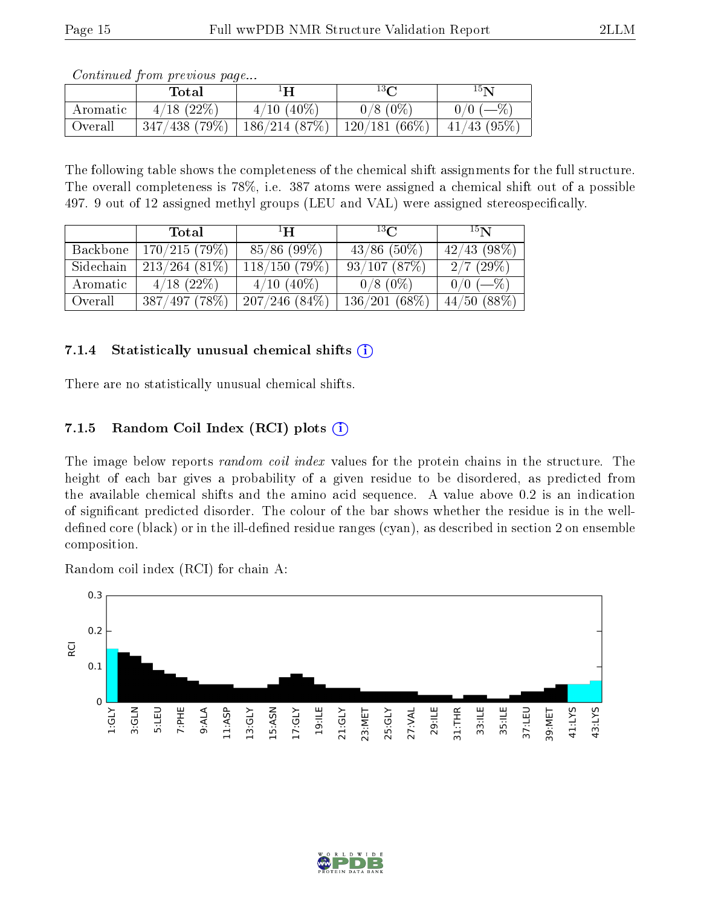*Continued from previous page...*

| | Total | $^{1}$H | $^{13}$C | $^{15}$N |
|---|---|---|---|---|
| Aromatic | 4/18 (22%) | 4/10 (40%) | 0/8 (0%) | 0/0 (—%) |
| Overall | 347/438 (79%) | 186/214 (87%) | 120/181 (66%) | 41/43 (95%) |

The following table shows the completeness of the chemical shift assignments for the full structure. The overall completeness is 78%, i.e. 387 atoms were assigned a chemical shift out of a possible 497. 9 out of 12 assigned methyl groups (LEU and VAL) were assigned stereospecifically.

| | Total | $^{1}$H | $^{13}$C | $^{15}$N |
|---|---|---|---|---|
| Backbone | 170/215 (79%) | 85/86 (99%) | 43/86 (50%) | 42/43 (98%) |
| Sidechain | 213/264 (81%) | 118/150 (79%) | 93/107 (87%) | 2/7 (29%) |
| Aromatic | 4/18 (22%) | 4/10 (40%) | 0/8 (0%) | 0/0 (—%) |
| Overall | 387/497 (78%) | 207/246 (84%) | 136/201 (68%) | 44/50 (88%) |

### 7.1.4 Statistically unusual chemical shifts (i)

There are no statistically unusual chemical shifts.

### 7.1.5 Random Coil Index (RCI) plots (i)

The image below reports *random coil index* values for the protein chains in the structure. The height of each bar gives a probability of a given residue to be disordered, as predicted from the available chemical shifts and the amino acid sequence. A value above 0.2 is an indication of significant predicted disorder. The colour of the bar shows whether the residue is in the well-defined core (black) or in the ill-defined residue ranges (cyan), as described in section 2 on ensemble composition.

Random coil index (RCI) for chain A:

0.3
0.2
0.1
0
RCI
1:GLY
3:GLN
5:LEU
7:PHE
9:ALA
11:ASP
13:GLY
15:ASN
17:GLY
19:ILE
21:GLY
23:MET
25:GLY
27:VAL
29:ILE
31:THR
33:ILE
35:ILE
37:LEU
39:MET
41:LYS
43:LYS